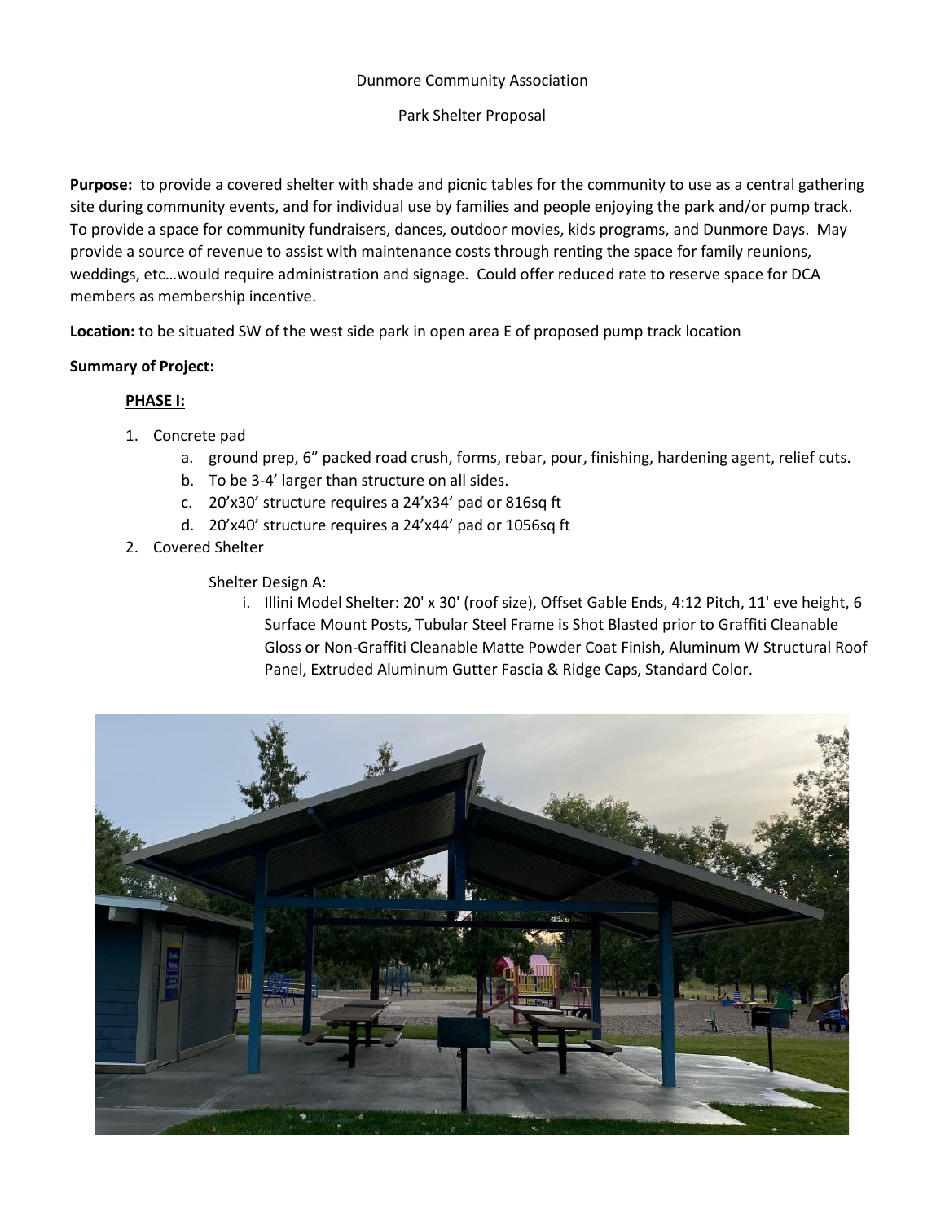Dunmore Community Association

Park Shelter Proposal

**Purpose:** to provide a covered shelter with shade and picnic tables for the community to use as a central gathering site during community events, and for individual use by families and people enjoying the park and/or pump track. To provide a space for community fundraisers, dances, outdoor movies, kids programs, and Dunmore Days. May provide a source of revenue to assist with maintenance costs through renting the space for family reunions, weddings, etc…would require administration and signage. Could offer reduced rate to reserve space for DCA members as membership incentive.

**Location:** to be situated SW of the west side park in open area E of proposed pump track location

**Summary of Project:**

**PHASE I:**

1. Concrete pad
   a. ground prep, 6" packed road crush, forms, rebar, pour, finishing, hardening agent, relief cuts.
   b. To be 3-4' larger than structure on all sides.
   c. 20'x30' structure requires a 24'x34' pad or 816sq ft
   d. 20'x40' structure requires a 24'x44' pad or 1056sq ft
2. Covered Shelter

   Shelter Design A:

   i. Illini Model Shelter: 20' x 30' (roof size), Offset Gable Ends, 4:12 Pitch, 11' eve height, 6 Surface Mount Posts, Tubular Steel Frame is Shot Blasted prior to Graffiti Cleanable Gloss or Non-Graffiti Cleanable Matte Powder Coat Finish, Aluminum W Structural Roof Panel, Extruded Aluminum Gutter Fascia & Ridge Caps, Standard Color.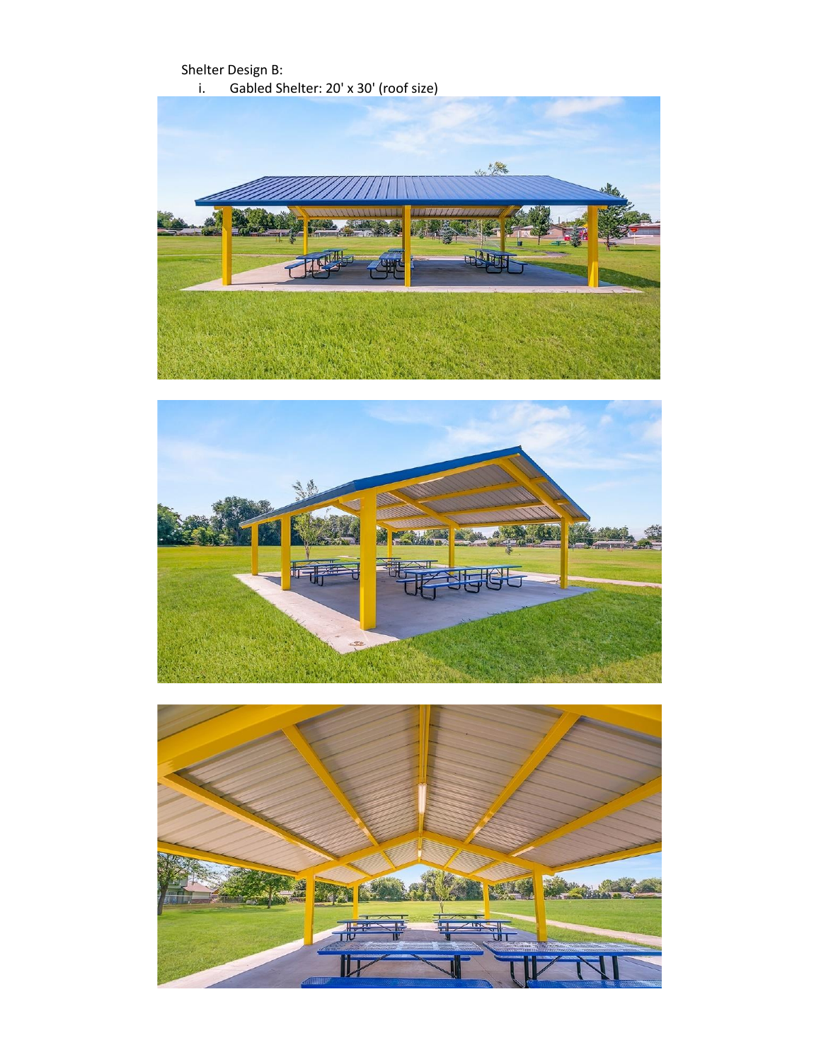Shelter Design B:

i. Gabled Shelter: 20' x 30' (roof size)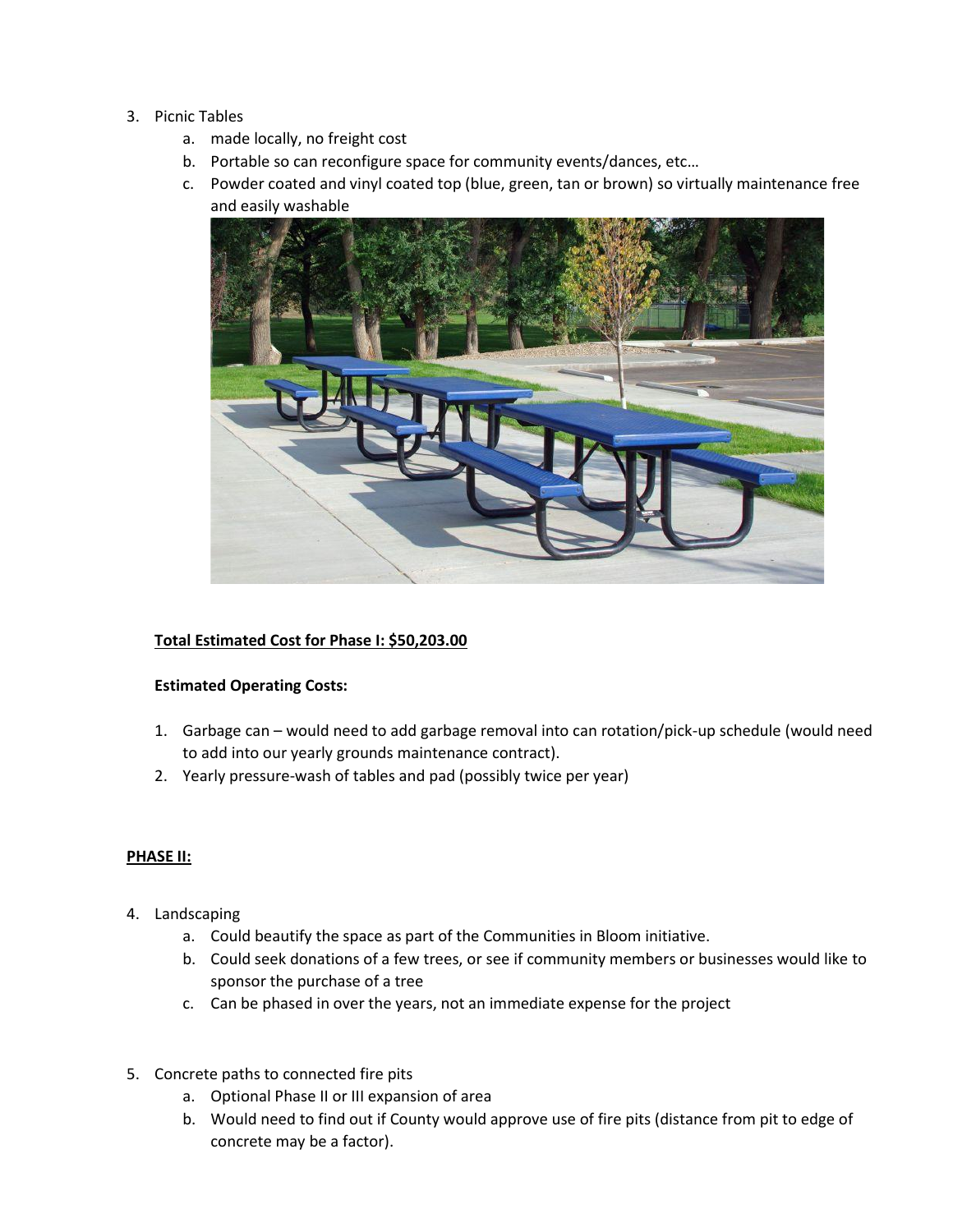3. Picnic Tables
    a. made locally, no freight cost
    b. Portable so can reconfigure space for community events/dances, etc…
    c. Powder coated and vinyl coated top (blue, green, tan or brown) so virtually maintenance free and easily washable

**Total Estimated Cost for Phase I: $50,203.00**

**Estimated Operating Costs:**

1. Garbage can – would need to add garbage removal into can rotation/pick-up schedule (would need to add into our yearly grounds maintenance contract).
2. Yearly pressure-wash of tables and pad (possibly twice per year)

**PHASE II:**

4. Landscaping
    a. Could beautify the space as part of the Communities in Bloom initiative.
    b. Could seek donations of a few trees, or see if community members or businesses would like to sponsor the purchase of a tree
    c. Can be phased in over the years, not an immediate expense for the project

5. Concrete paths to connected fire pits
    a. Optional Phase II or III expansion of area
    b. Would need to find out if County would approve use of fire pits (distance from pit to edge of concrete may be a factor).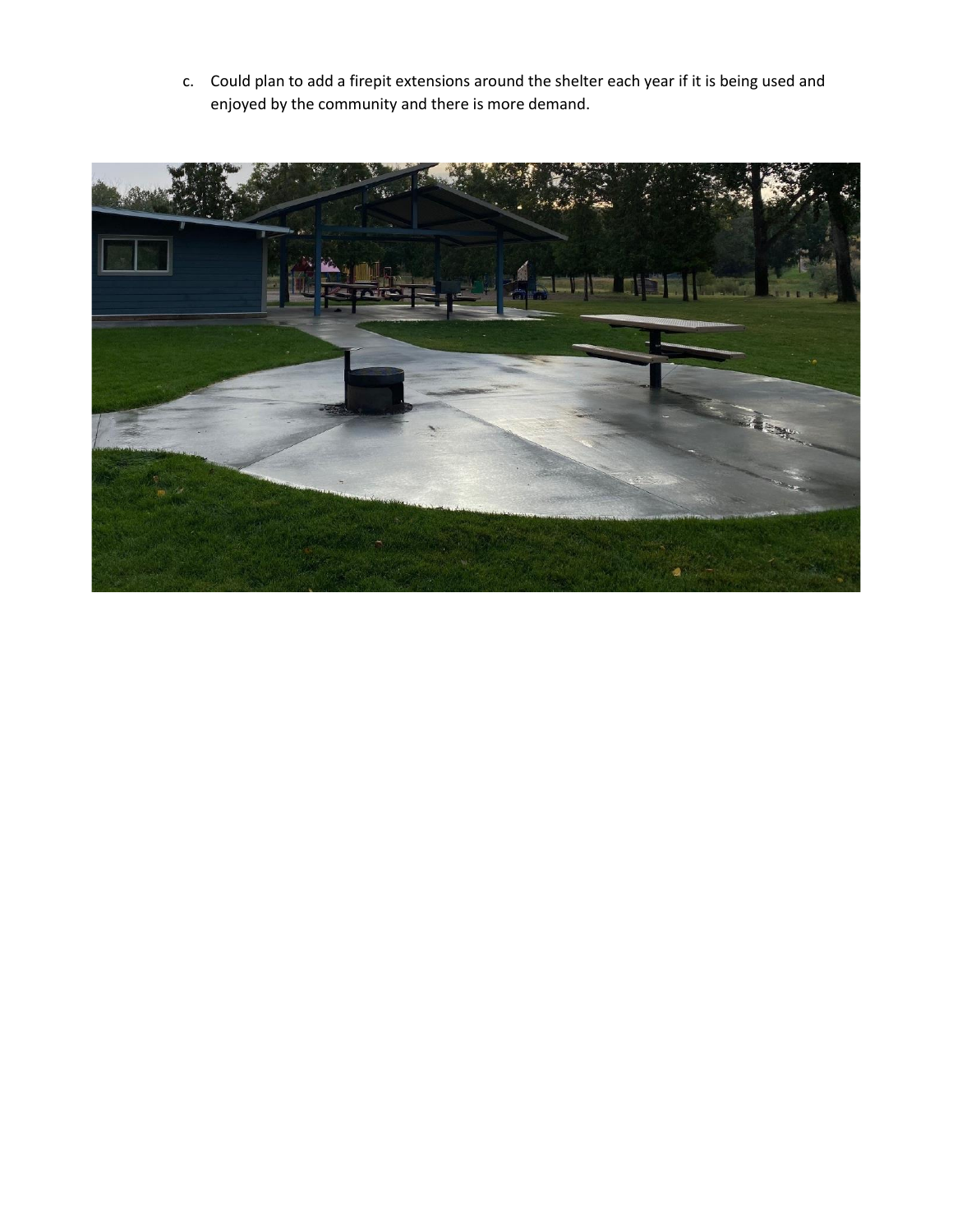c. Could plan to add a firepit extensions around the shelter each year if it is being used and enjoyed by the community and there is more demand.